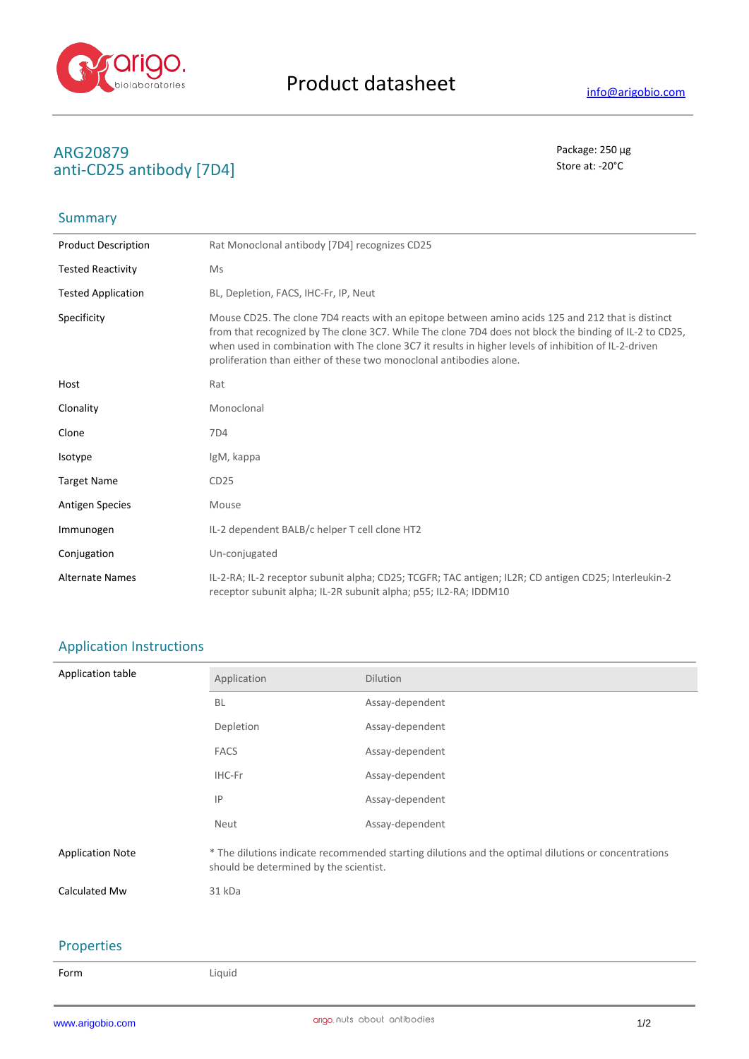# Product datasheet

info@arigobio.com

## ARG20879
## anti-CD25 antibody [7D4]

Package: 250 μg
Store at: -20°C

## Summary

| | |
|---|---|
| Product Description | Rat Monoclonal antibody [7D4] recognizes CD25 |
| Tested Reactivity | Ms |
| Tested Application | BL, Depletion, FACS, IHC-Fr, IP, Neut |
| Specificity | Mouse CD25. The clone 7D4 reacts with an epitope between amino acids 125 and 212 that is distinct from that recognized by The clone 3C7. While The clone 7D4 does not block the binding of IL-2 to CD25, when used in combination with The clone 3C7 it results in higher levels of inhibition of IL-2-driven proliferation than either of these two monoclonal antibodies alone. |
| Host | Rat |
| Clonality | Monoclonal |
| Clone | 7D4 |
| Isotype | IgM, kappa |
| Target Name | CD25 |
| Antigen Species | Mouse |
| Immunogen | IL-2 dependent BALB/c helper T cell clone HT2 |
| Conjugation | Un-conjugated |
| Alternate Names | IL-2-RA; IL-2 receptor subunit alpha; CD25; TCGFR; TAC antigen; IL2R; CD antigen CD25; Interleukin-2 receptor subunit alpha; IL-2R subunit alpha; p55; IL2-RA; IDDM10 |

## Application Instructions

Application table

| Application | Dilution |
|---|---|
| BL | Assay-dependent |
| Depletion | Assay-dependent |
| FACS | Assay-dependent |
| IHC-Fr | Assay-dependent |
| IP | Assay-dependent |
| Neut | Assay-dependent |

| | |
|---|---|
| Application Note | * The dilutions indicate recommended starting dilutions and the optimal dilutions or concentrations should be determined by the scientist. |
| Calculated Mw | 31 kDa |

## Properties

| | |
|---|---|
| Form | Liquid |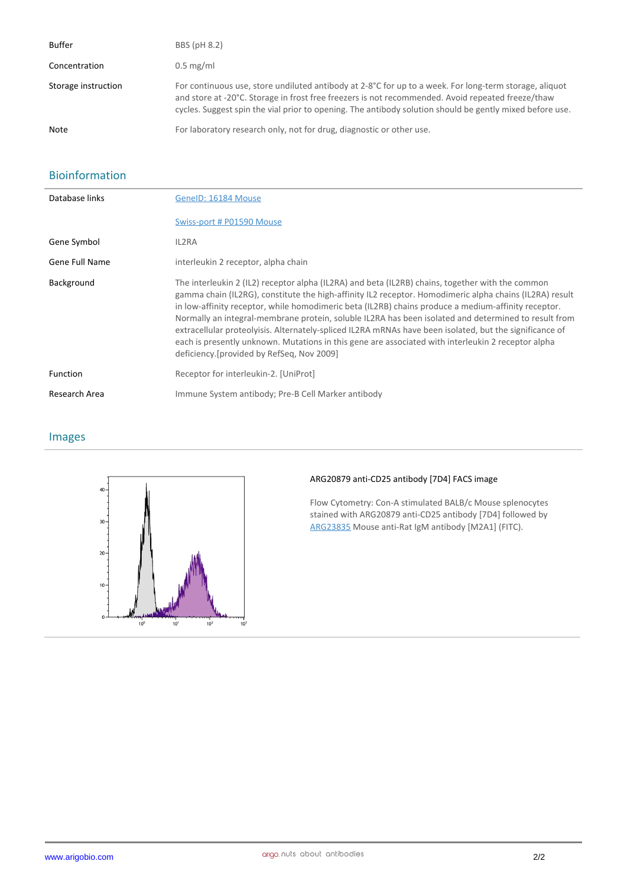| | |
|---|---|
| Buffer | BBS (pH 8.2) |
| Concentration | 0.5 mg/ml |
| Storage instruction | For continuous use, store undiluted antibody at 2-8°C for up to a week. For long-term storage, aliquot and store at -20°C. Storage in frost free freezers is not recommended. Avoid repeated freeze/thaw cycles. Suggest spin the vial prior to opening. The antibody solution should be gently mixed before use. |
| Note | For laboratory research only, not for drug, diagnostic or other use. |

## Bioinformation

| | |
|---|---|
| Database links | GeneID: 16184 Mouse<br>Swiss-port # P01590 Mouse |
| Gene Symbol | IL2RA |
| Gene Full Name | interleukin 2 receptor, alpha chain |
| Background | The interleukin 2 (IL2) receptor alpha (IL2RA) and beta (IL2RB) chains, together with the common gamma chain (IL2RG), constitute the high-affinity IL2 receptor. Homodimeric alpha chains (IL2RA) result in low-affinity receptor, while homodimeric beta (IL2RB) chains produce a medium-affinity receptor. Normally an integral-membrane protein, soluble IL2RA has been isolated and determined to result from extracellular proteolyisis. Alternately-spliced IL2RA mRNAs have been isolated, but the significance of each is presently unknown. Mutations in this gene are associated with interleukin 2 receptor alpha deficiency.[provided by RefSeq, Nov 2009] |
| Function | Receptor for interleukin-2. [UniProt] |
| Research Area | Immune System antibody; Pre-B Cell Marker antibody |

## Images

40
30
20
10
0
$10^0$ $10^1$ $10^2$ $10^3$

ARG20879 anti-CD25 antibody [7D4] FACS image

Flow Cytometry: Con-A stimulated BALB/c Mouse splenocytes stained with ARG20879 anti-CD25 antibody [7D4] followed by ARG23835 Mouse anti-Rat IgM antibody [M2A1] (FITC).